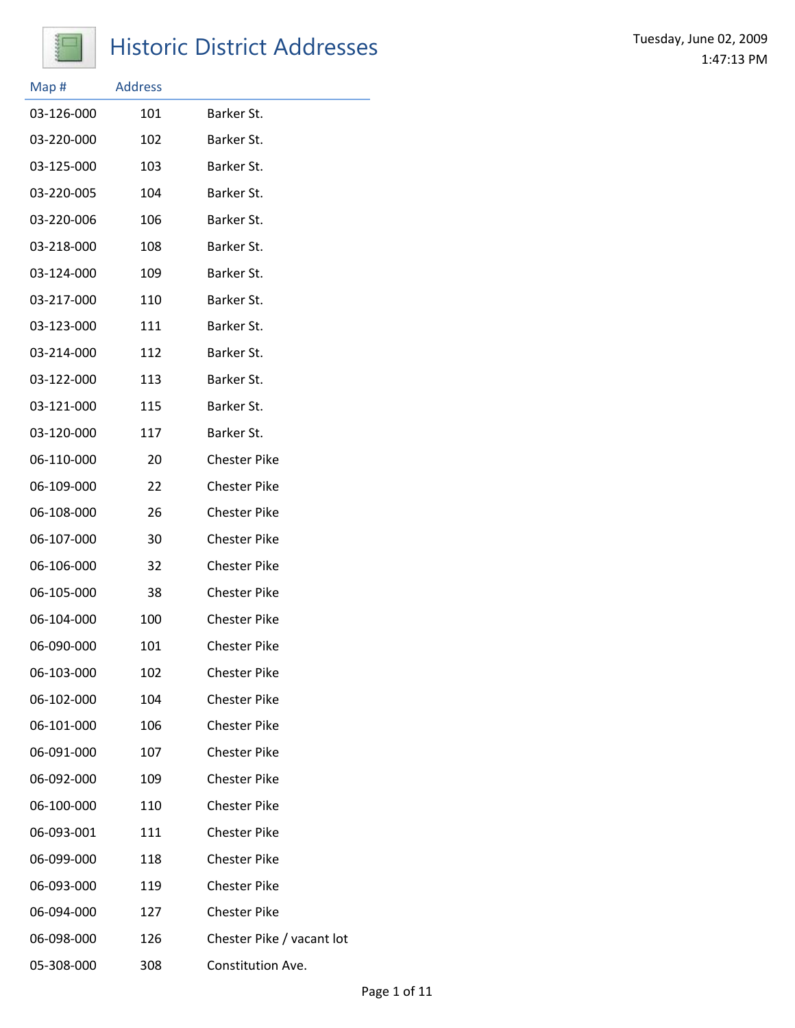# Historic District Addresses

Tuesday, June 02, 2009
1:47:13 PM

| Map # | Address | |
|---|---|---|
| 03-126-000 | 101 | Barker St. |
| 03-220-000 | 102 | Barker St. |
| 03-125-000 | 103 | Barker St. |
| 03-220-005 | 104 | Barker St. |
| 03-220-006 | 106 | Barker St. |
| 03-218-000 | 108 | Barker St. |
| 03-124-000 | 109 | Barker St. |
| 03-217-000 | 110 | Barker St. |
| 03-123-000 | 111 | Barker St. |
| 03-214-000 | 112 | Barker St. |
| 03-122-000 | 113 | Barker St. |
| 03-121-000 | 115 | Barker St. |
| 03-120-000 | 117 | Barker St. |
| 06-110-000 | 20 | Chester Pike |
| 06-109-000 | 22 | Chester Pike |
| 06-108-000 | 26 | Chester Pike |
| 06-107-000 | 30 | Chester Pike |
| 06-106-000 | 32 | Chester Pike |
| 06-105-000 | 38 | Chester Pike |
| 06-104-000 | 100 | Chester Pike |
| 06-090-000 | 101 | Chester Pike |
| 06-103-000 | 102 | Chester Pike |
| 06-102-000 | 104 | Chester Pike |
| 06-101-000 | 106 | Chester Pike |
| 06-091-000 | 107 | Chester Pike |
| 06-092-000 | 109 | Chester Pike |
| 06-100-000 | 110 | Chester Pike |
| 06-093-001 | 111 | Chester Pike |
| 06-099-000 | 118 | Chester Pike |
| 06-093-000 | 119 | Chester Pike |
| 06-094-000 | 127 | Chester Pike |
| 06-098-000 | 126 | Chester Pike / vacant lot |
| 05-308-000 | 308 | Constitution Ave. |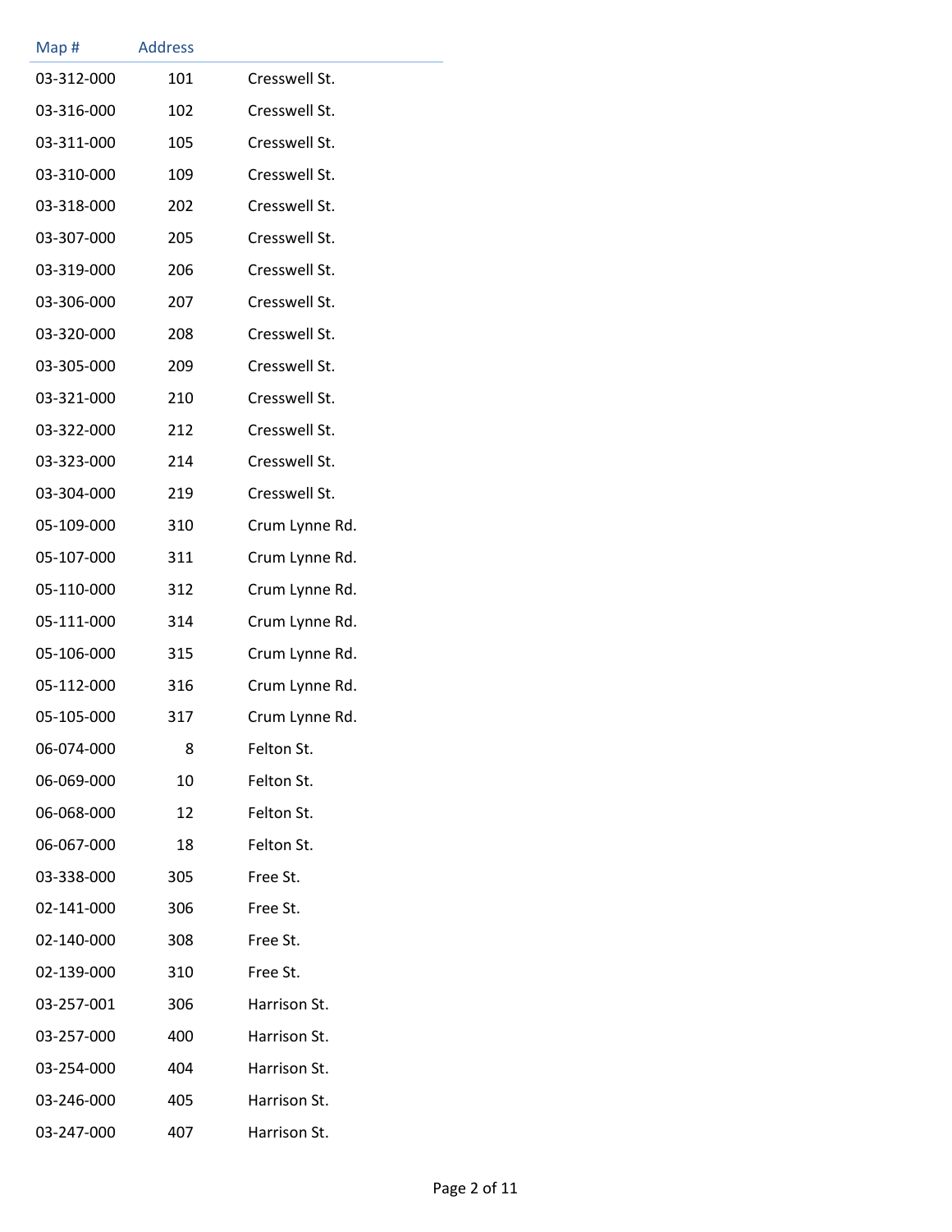| Map # | Address | |
|---|---|---|
| 03-312-000 | 101 | Cresswell St. |
| 03-316-000 | 102 | Cresswell St. |
| 03-311-000 | 105 | Cresswell St. |
| 03-310-000 | 109 | Cresswell St. |
| 03-318-000 | 202 | Cresswell St. |
| 03-307-000 | 205 | Cresswell St. |
| 03-319-000 | 206 | Cresswell St. |
| 03-306-000 | 207 | Cresswell St. |
| 03-320-000 | 208 | Cresswell St. |
| 03-305-000 | 209 | Cresswell St. |
| 03-321-000 | 210 | Cresswell St. |
| 03-322-000 | 212 | Cresswell St. |
| 03-323-000 | 214 | Cresswell St. |
| 03-304-000 | 219 | Cresswell St. |
| 05-109-000 | 310 | Crum Lynne Rd. |
| 05-107-000 | 311 | Crum Lynne Rd. |
| 05-110-000 | 312 | Crum Lynne Rd. |
| 05-111-000 | 314 | Crum Lynne Rd. |
| 05-106-000 | 315 | Crum Lynne Rd. |
| 05-112-000 | 316 | Crum Lynne Rd. |
| 05-105-000 | 317 | Crum Lynne Rd. |
| 06-074-000 | 8 | Felton St. |
| 06-069-000 | 10 | Felton St. |
| 06-068-000 | 12 | Felton St. |
| 06-067-000 | 18 | Felton St. |
| 03-338-000 | 305 | Free St. |
| 02-141-000 | 306 | Free St. |
| 02-140-000 | 308 | Free St. |
| 02-139-000 | 310 | Free St. |
| 03-257-001 | 306 | Harrison St. |
| 03-257-000 | 400 | Harrison St. |
| 03-254-000 | 404 | Harrison St. |
| 03-246-000 | 405 | Harrison St. |
| 03-247-000 | 407 | Harrison St. |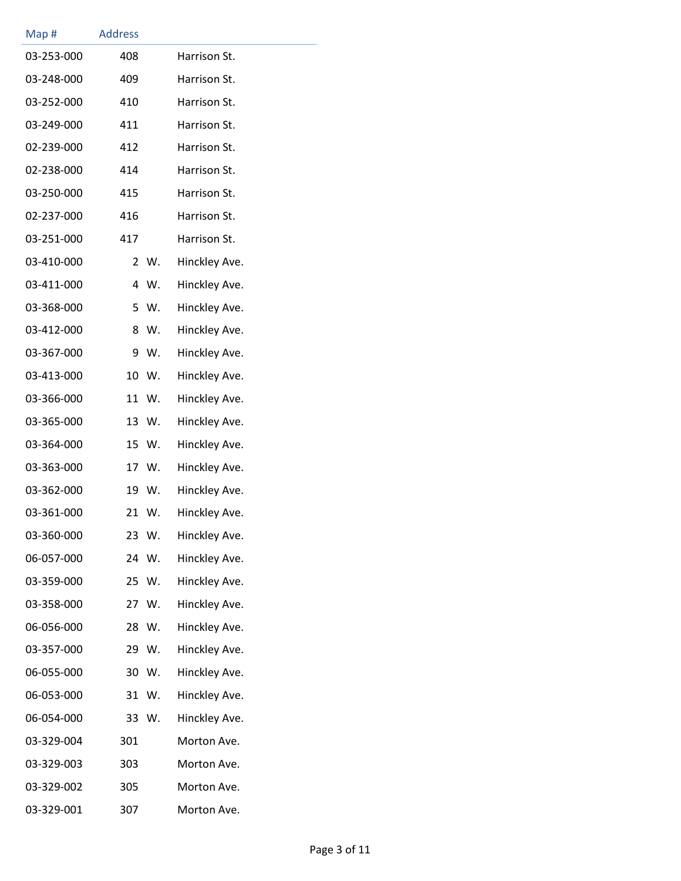| Map # | Address | | |
|---|---|---|---|
| 03-253-000 | 408 | | Harrison St. |
| 03-248-000 | 409 | | Harrison St. |
| 03-252-000 | 410 | | Harrison St. |
| 03-249-000 | 411 | | Harrison St. |
| 02-239-000 | 412 | | Harrison St. |
| 02-238-000 | 414 | | Harrison St. |
| 03-250-000 | 415 | | Harrison St. |
| 02-237-000 | 416 | | Harrison St. |
| 03-251-000 | 417 | | Harrison St. |
| 03-410-000 | 2 | W. | Hinckley Ave. |
| 03-411-000 | 4 | W. | Hinckley Ave. |
| 03-368-000 | 5 | W. | Hinckley Ave. |
| 03-412-000 | 8 | W. | Hinckley Ave. |
| 03-367-000 | 9 | W. | Hinckley Ave. |
| 03-413-000 | 10 | W. | Hinckley Ave. |
| 03-366-000 | 11 | W. | Hinckley Ave. |
| 03-365-000 | 13 | W. | Hinckley Ave. |
| 03-364-000 | 15 | W. | Hinckley Ave. |
| 03-363-000 | 17 | W. | Hinckley Ave. |
| 03-362-000 | 19 | W. | Hinckley Ave. |
| 03-361-000 | 21 | W. | Hinckley Ave. |
| 03-360-000 | 23 | W. | Hinckley Ave. |
| 06-057-000 | 24 | W. | Hinckley Ave. |
| 03-359-000 | 25 | W. | Hinckley Ave. |
| 03-358-000 | 27 | W. | Hinckley Ave. |
| 06-056-000 | 28 | W. | Hinckley Ave. |
| 03-357-000 | 29 | W. | Hinckley Ave. |
| 06-055-000 | 30 | W. | Hinckley Ave. |
| 06-053-000 | 31 | W. | Hinckley Ave. |
| 06-054-000 | 33 | W. | Hinckley Ave. |
| 03-329-004 | 301 | | Morton Ave. |
| 03-329-003 | 303 | | Morton Ave. |
| 03-329-002 | 305 | | Morton Ave. |
| 03-329-001 | 307 | | Morton Ave. |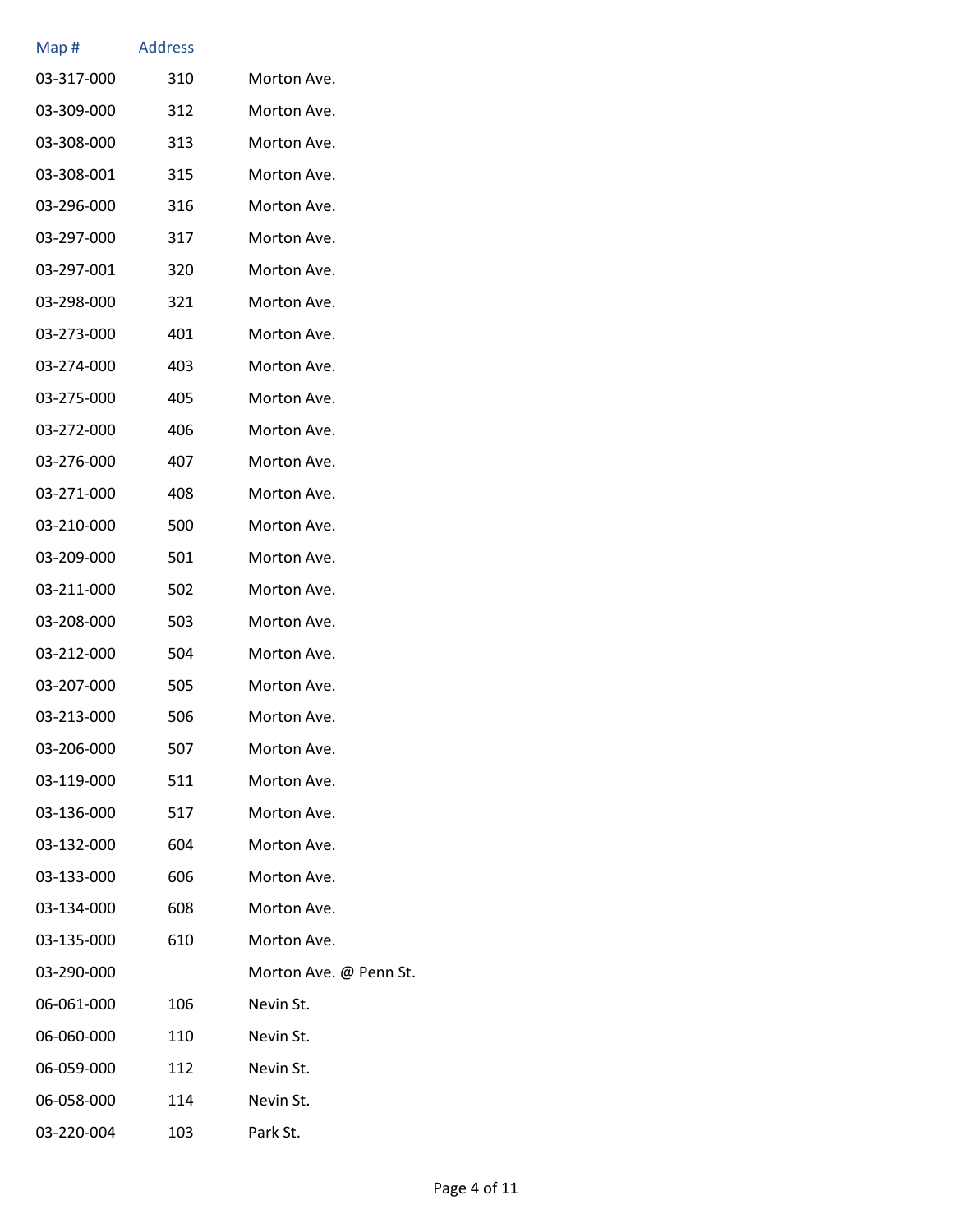| Map # | Address | |
|---|---|---|
| 03-317-000 | 310 | Morton Ave. |
| 03-309-000 | 312 | Morton Ave. |
| 03-308-000 | 313 | Morton Ave. |
| 03-308-001 | 315 | Morton Ave. |
| 03-296-000 | 316 | Morton Ave. |
| 03-297-000 | 317 | Morton Ave. |
| 03-297-001 | 320 | Morton Ave. |
| 03-298-000 | 321 | Morton Ave. |
| 03-273-000 | 401 | Morton Ave. |
| 03-274-000 | 403 | Morton Ave. |
| 03-275-000 | 405 | Morton Ave. |
| 03-272-000 | 406 | Morton Ave. |
| 03-276-000 | 407 | Morton Ave. |
| 03-271-000 | 408 | Morton Ave. |
| 03-210-000 | 500 | Morton Ave. |
| 03-209-000 | 501 | Morton Ave. |
| 03-211-000 | 502 | Morton Ave. |
| 03-208-000 | 503 | Morton Ave. |
| 03-212-000 | 504 | Morton Ave. |
| 03-207-000 | 505 | Morton Ave. |
| 03-213-000 | 506 | Morton Ave. |
| 03-206-000 | 507 | Morton Ave. |
| 03-119-000 | 511 | Morton Ave. |
| 03-136-000 | 517 | Morton Ave. |
| 03-132-000 | 604 | Morton Ave. |
| 03-133-000 | 606 | Morton Ave. |
| 03-134-000 | 608 | Morton Ave. |
| 03-135-000 | 610 | Morton Ave. |
| 03-290-000 | | Morton Ave. @ Penn St. |
| 06-061-000 | 106 | Nevin St. |
| 06-060-000 | 110 | Nevin St. |
| 06-059-000 | 112 | Nevin St. |
| 06-058-000 | 114 | Nevin St. |
| 03-220-004 | 103 | Park St. |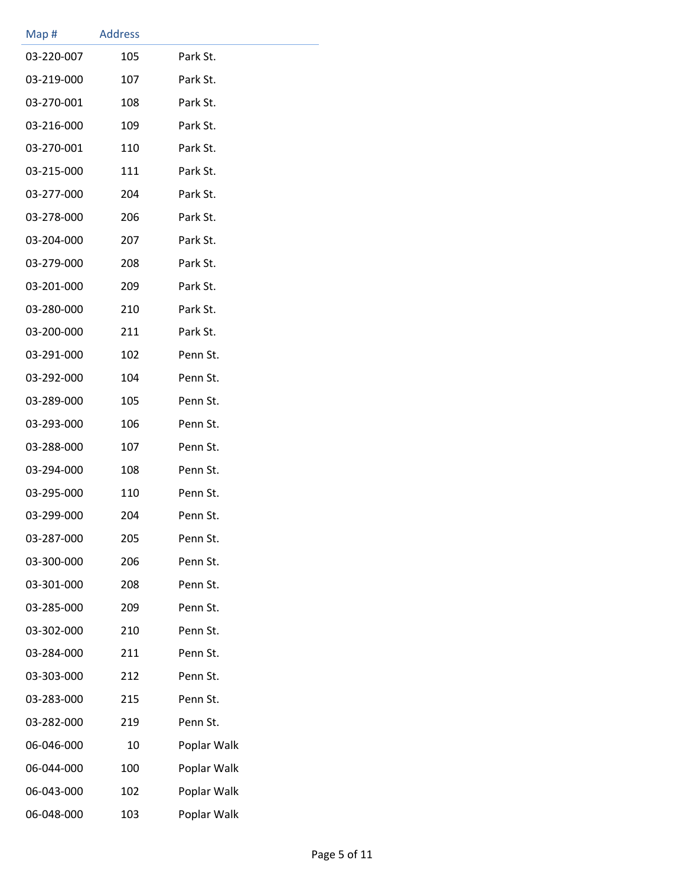| Map # | Address | |
|---|---|---|
| 03-220-007 | 105 | Park St. |
| 03-219-000 | 107 | Park St. |
| 03-270-001 | 108 | Park St. |
| 03-216-000 | 109 | Park St. |
| 03-270-001 | 110 | Park St. |
| 03-215-000 | 111 | Park St. |
| 03-277-000 | 204 | Park St. |
| 03-278-000 | 206 | Park St. |
| 03-204-000 | 207 | Park St. |
| 03-279-000 | 208 | Park St. |
| 03-201-000 | 209 | Park St. |
| 03-280-000 | 210 | Park St. |
| 03-200-000 | 211 | Park St. |
| 03-291-000 | 102 | Penn St. |
| 03-292-000 | 104 | Penn St. |
| 03-289-000 | 105 | Penn St. |
| 03-293-000 | 106 | Penn St. |
| 03-288-000 | 107 | Penn St. |
| 03-294-000 | 108 | Penn St. |
| 03-295-000 | 110 | Penn St. |
| 03-299-000 | 204 | Penn St. |
| 03-287-000 | 205 | Penn St. |
| 03-300-000 | 206 | Penn St. |
| 03-301-000 | 208 | Penn St. |
| 03-285-000 | 209 | Penn St. |
| 03-302-000 | 210 | Penn St. |
| 03-284-000 | 211 | Penn St. |
| 03-303-000 | 212 | Penn St. |
| 03-283-000 | 215 | Penn St. |
| 03-282-000 | 219 | Penn St. |
| 06-046-000 | 10 | Poplar Walk |
| 06-044-000 | 100 | Poplar Walk |
| 06-043-000 | 102 | Poplar Walk |
| 06-048-000 | 103 | Poplar Walk |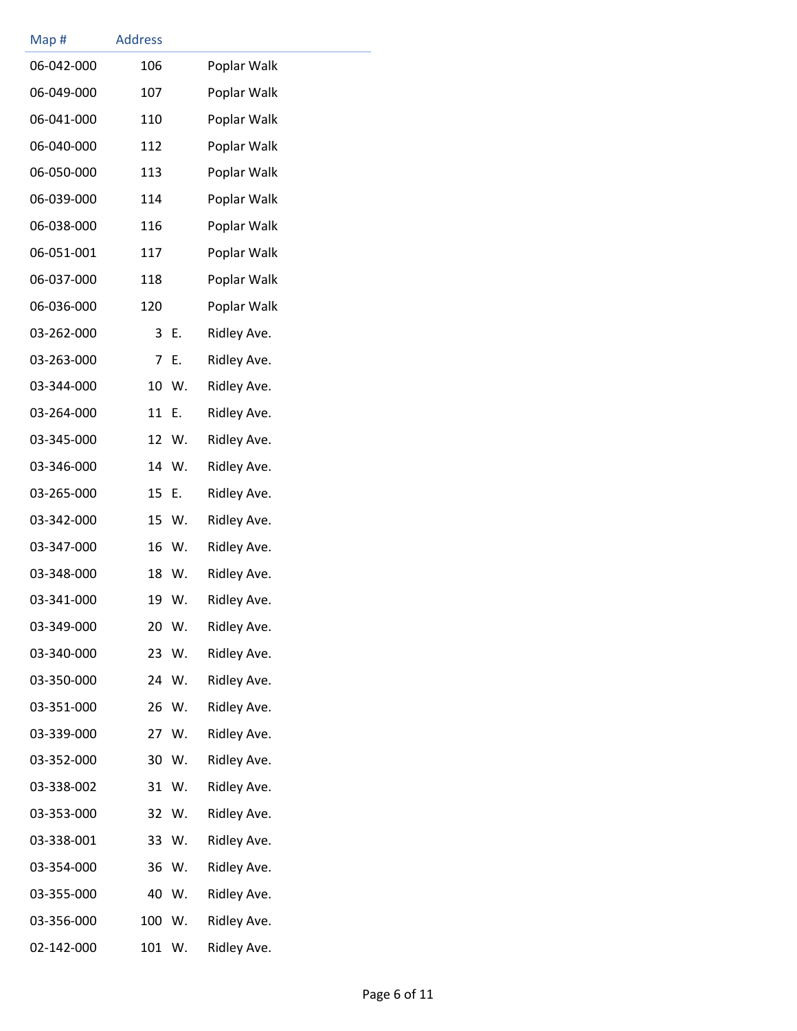| Map # | Address | | |
|---|---|---|---|
| 06-042-000 | 106 | | Poplar Walk |
| 06-049-000 | 107 | | Poplar Walk |
| 06-041-000 | 110 | | Poplar Walk |
| 06-040-000 | 112 | | Poplar Walk |
| 06-050-000 | 113 | | Poplar Walk |
| 06-039-000 | 114 | | Poplar Walk |
| 06-038-000 | 116 | | Poplar Walk |
| 06-051-001 | 117 | | Poplar Walk |
| 06-037-000 | 118 | | Poplar Walk |
| 06-036-000 | 120 | | Poplar Walk |
| 03-262-000 | 3 | E. | Ridley Ave. |
| 03-263-000 | 7 | E. | Ridley Ave. |
| 03-344-000 | 10 | W. | Ridley Ave. |
| 03-264-000 | 11 | E. | Ridley Ave. |
| 03-345-000 | 12 | W. | Ridley Ave. |
| 03-346-000 | 14 | W. | Ridley Ave. |
| 03-265-000 | 15 | E. | Ridley Ave. |
| 03-342-000 | 15 | W. | Ridley Ave. |
| 03-347-000 | 16 | W. | Ridley Ave. |
| 03-348-000 | 18 | W. | Ridley Ave. |
| 03-341-000 | 19 | W. | Ridley Ave. |
| 03-349-000 | 20 | W. | Ridley Ave. |
| 03-340-000 | 23 | W. | Ridley Ave. |
| 03-350-000 | 24 | W. | Ridley Ave. |
| 03-351-000 | 26 | W. | Ridley Ave. |
| 03-339-000 | 27 | W. | Ridley Ave. |
| 03-352-000 | 30 | W. | Ridley Ave. |
| 03-338-002 | 31 | W. | Ridley Ave. |
| 03-353-000 | 32 | W. | Ridley Ave. |
| 03-338-001 | 33 | W. | Ridley Ave. |
| 03-354-000 | 36 | W. | Ridley Ave. |
| 03-355-000 | 40 | W. | Ridley Ave. |
| 03-356-000 | 100 | W. | Ridley Ave. |
| 02-142-000 | 101 | W. | Ridley Ave. |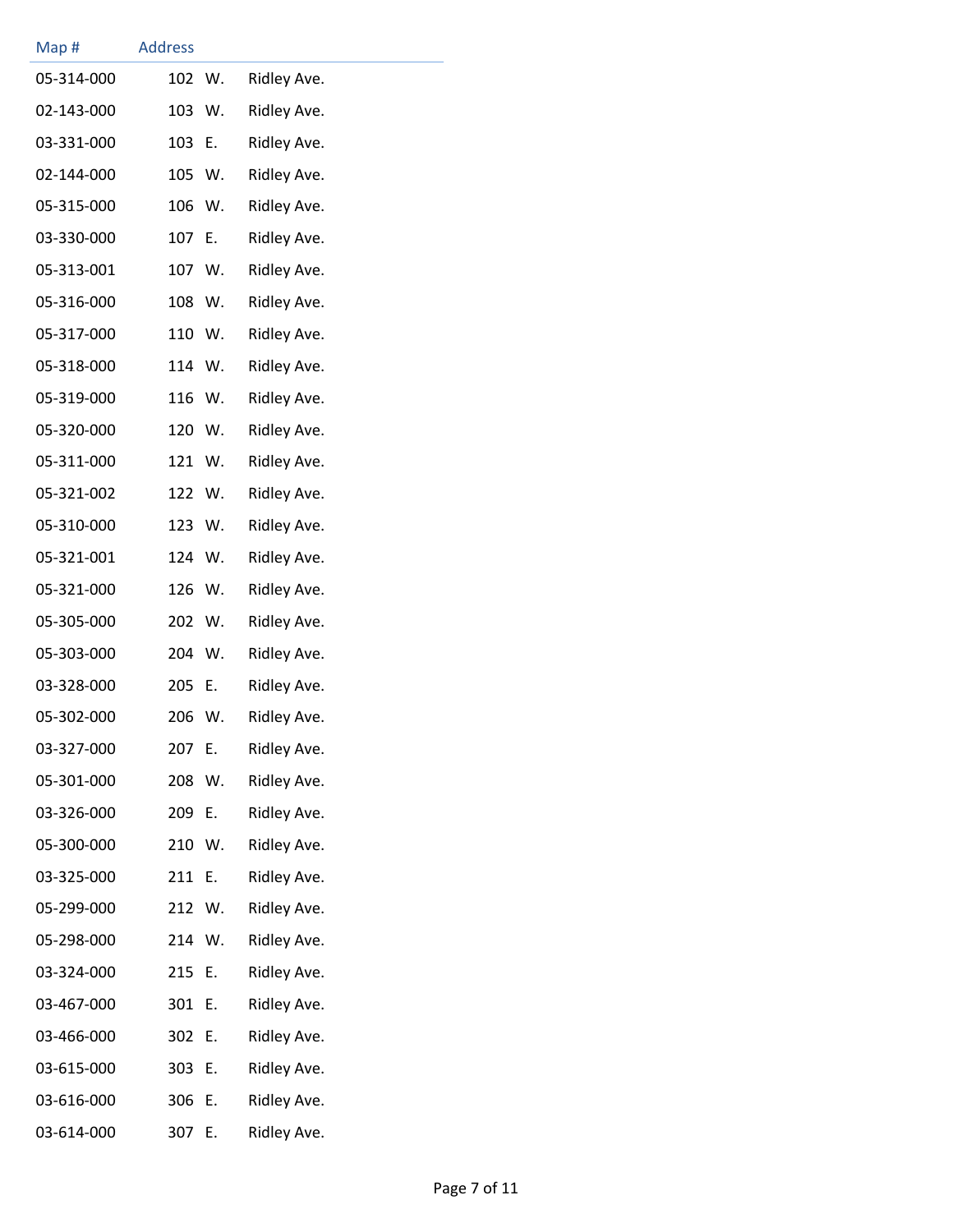| Map # | Address |
|---|---|
| 05-314-000 | 102 W. Ridley Ave. |
| 02-143-000 | 103 W. Ridley Ave. |
| 03-331-000 | 103 E. Ridley Ave. |
| 02-144-000 | 105 W. Ridley Ave. |
| 05-315-000 | 106 W. Ridley Ave. |
| 03-330-000 | 107 E. Ridley Ave. |
| 05-313-001 | 107 W. Ridley Ave. |
| 05-316-000 | 108 W. Ridley Ave. |
| 05-317-000 | 110 W. Ridley Ave. |
| 05-318-000 | 114 W. Ridley Ave. |
| 05-319-000 | 116 W. Ridley Ave. |
| 05-320-000 | 120 W. Ridley Ave. |
| 05-311-000 | 121 W. Ridley Ave. |
| 05-321-002 | 122 W. Ridley Ave. |
| 05-310-000 | 123 W. Ridley Ave. |
| 05-321-001 | 124 W. Ridley Ave. |
| 05-321-000 | 126 W. Ridley Ave. |
| 05-305-000 | 202 W. Ridley Ave. |
| 05-303-000 | 204 W. Ridley Ave. |
| 03-328-000 | 205 E. Ridley Ave. |
| 05-302-000 | 206 W. Ridley Ave. |
| 03-327-000 | 207 E. Ridley Ave. |
| 05-301-000 | 208 W. Ridley Ave. |
| 03-326-000 | 209 E. Ridley Ave. |
| 05-300-000 | 210 W. Ridley Ave. |
| 03-325-000 | 211 E. Ridley Ave. |
| 05-299-000 | 212 W. Ridley Ave. |
| 05-298-000 | 214 W. Ridley Ave. |
| 03-324-000 | 215 E. Ridley Ave. |
| 03-467-000 | 301 E. Ridley Ave. |
| 03-466-000 | 302 E. Ridley Ave. |
| 03-615-000 | 303 E. Ridley Ave. |
| 03-616-000 | 306 E. Ridley Ave. |
| 03-614-000 | 307 E. Ridley Ave. |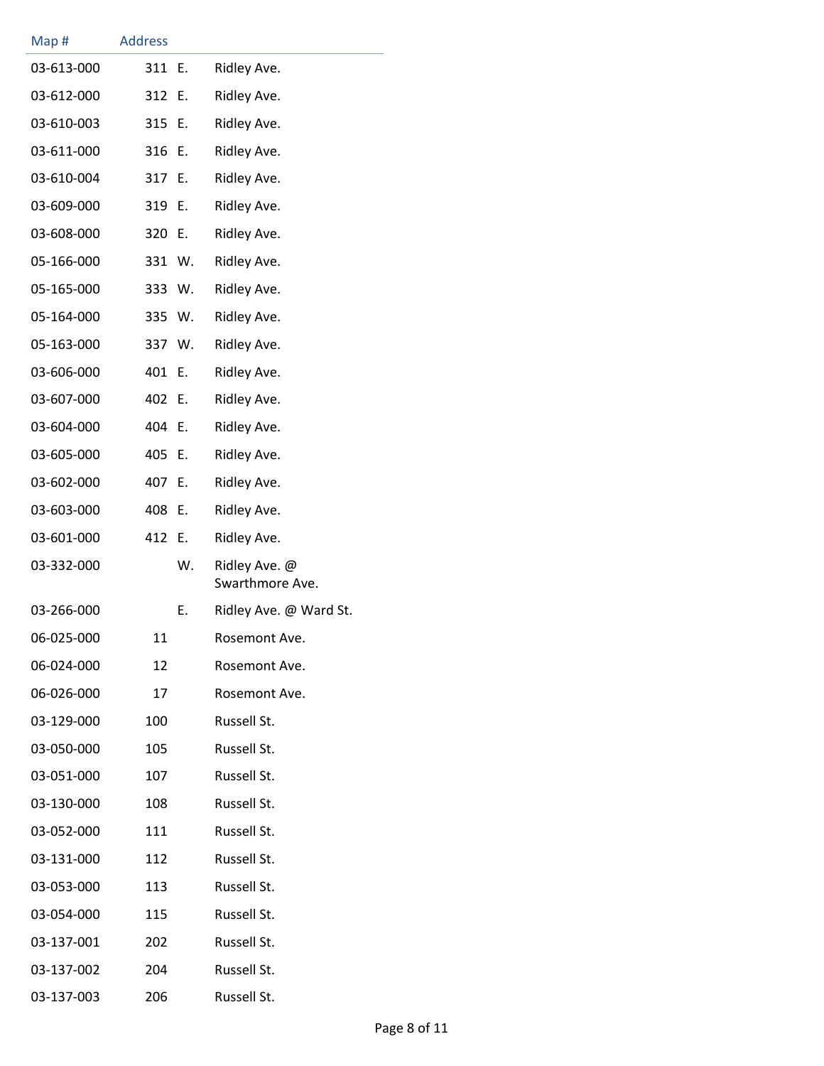| Map # | Address | | |
|---|---|---|---|
| 03-613-000 | 311 | E. | Ridley Ave. |
| 03-612-000 | 312 | E. | Ridley Ave. |
| 03-610-003 | 315 | E. | Ridley Ave. |
| 03-611-000 | 316 | E. | Ridley Ave. |
| 03-610-004 | 317 | E. | Ridley Ave. |
| 03-609-000 | 319 | E. | Ridley Ave. |
| 03-608-000 | 320 | E. | Ridley Ave. |
| 05-166-000 | 331 | W. | Ridley Ave. |
| 05-165-000 | 333 | W. | Ridley Ave. |
| 05-164-000 | 335 | W. | Ridley Ave. |
| 05-163-000 | 337 | W. | Ridley Ave. |
| 03-606-000 | 401 | E. | Ridley Ave. |
| 03-607-000 | 402 | E. | Ridley Ave. |
| 03-604-000 | 404 | E. | Ridley Ave. |
| 03-605-000 | 405 | E. | Ridley Ave. |
| 03-602-000 | 407 | E. | Ridley Ave. |
| 03-603-000 | 408 | E. | Ridley Ave. |
| 03-601-000 | 412 | E. | Ridley Ave. |
| 03-332-000 | | W. | Ridley Ave. @ Swarthmore Ave. |
| 03-266-000 | | E. | Ridley Ave. @ Ward St. |
| 06-025-000 | 11 | | Rosemont Ave. |
| 06-024-000 | 12 | | Rosemont Ave. |
| 06-026-000 | 17 | | Rosemont Ave. |
| 03-129-000 | 100 | | Russell St. |
| 03-050-000 | 105 | | Russell St. |
| 03-051-000 | 107 | | Russell St. |
| 03-130-000 | 108 | | Russell St. |
| 03-052-000 | 111 | | Russell St. |
| 03-131-000 | 112 | | Russell St. |
| 03-053-000 | 113 | | Russell St. |
| 03-054-000 | 115 | | Russell St. |
| 03-137-001 | 202 | | Russell St. |
| 03-137-002 | 204 | | Russell St. |
| 03-137-003 | 206 | | Russell St. |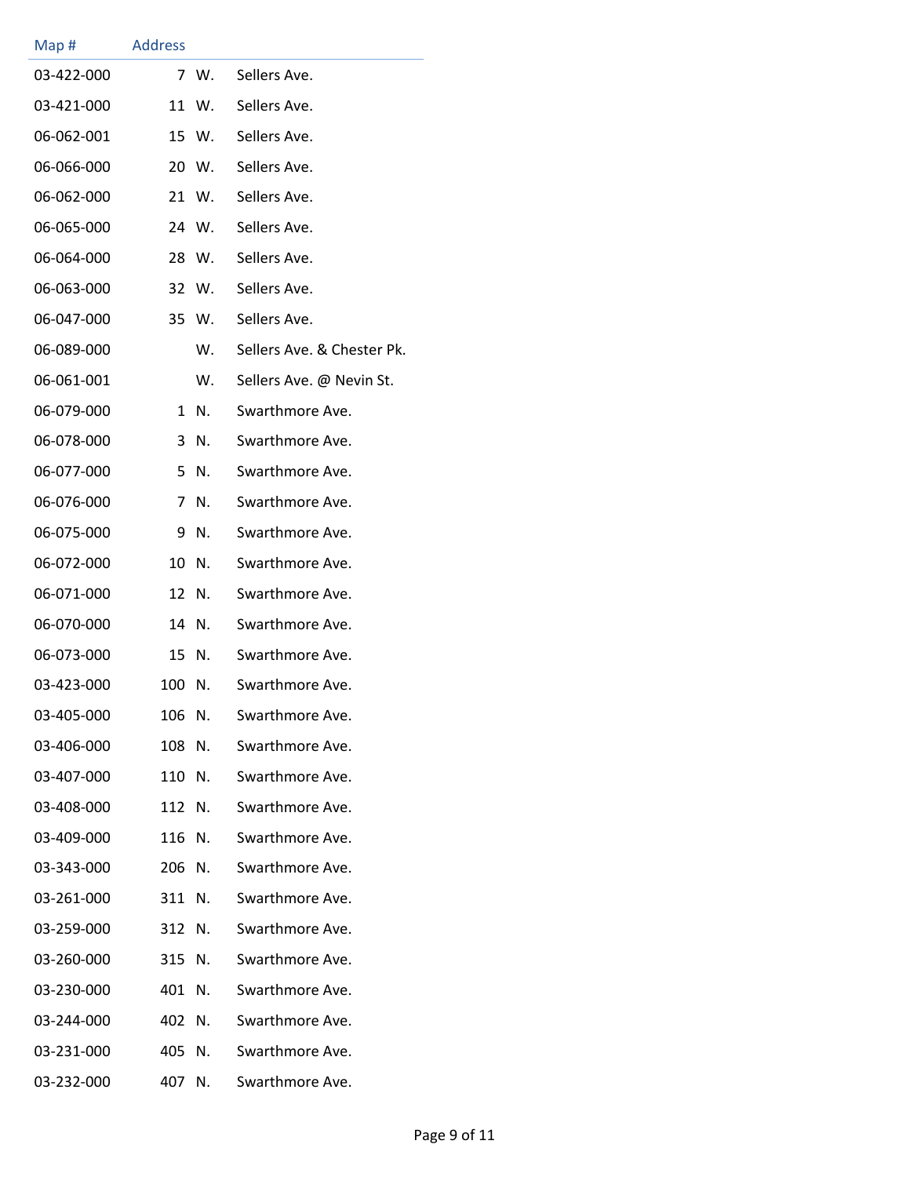| Map # | Address | | |
|---|---|---|---|
| 03-422-000 | 7 | W. | Sellers Ave. |
| 03-421-000 | 11 | W. | Sellers Ave. |
| 06-062-001 | 15 | W. | Sellers Ave. |
| 06-066-000 | 20 | W. | Sellers Ave. |
| 06-062-000 | 21 | W. | Sellers Ave. |
| 06-065-000 | 24 | W. | Sellers Ave. |
| 06-064-000 | 28 | W. | Sellers Ave. |
| 06-063-000 | 32 | W. | Sellers Ave. |
| 06-047-000 | 35 | W. | Sellers Ave. |
| 06-089-000 | | W. | Sellers Ave. & Chester Pk. |
| 06-061-001 | | W. | Sellers Ave. @ Nevin St. |
| 06-079-000 | 1 | N. | Swarthmore Ave. |
| 06-078-000 | 3 | N. | Swarthmore Ave. |
| 06-077-000 | 5 | N. | Swarthmore Ave. |
| 06-076-000 | 7 | N. | Swarthmore Ave. |
| 06-075-000 | 9 | N. | Swarthmore Ave. |
| 06-072-000 | 10 | N. | Swarthmore Ave. |
| 06-071-000 | 12 | N. | Swarthmore Ave. |
| 06-070-000 | 14 | N. | Swarthmore Ave. |
| 06-073-000 | 15 | N. | Swarthmore Ave. |
| 03-423-000 | 100 | N. | Swarthmore Ave. |
| 03-405-000 | 106 | N. | Swarthmore Ave. |
| 03-406-000 | 108 | N. | Swarthmore Ave. |
| 03-407-000 | 110 | N. | Swarthmore Ave. |
| 03-408-000 | 112 | N. | Swarthmore Ave. |
| 03-409-000 | 116 | N. | Swarthmore Ave. |
| 03-343-000 | 206 | N. | Swarthmore Ave. |
| 03-261-000 | 311 | N. | Swarthmore Ave. |
| 03-259-000 | 312 | N. | Swarthmore Ave. |
| 03-260-000 | 315 | N. | Swarthmore Ave. |
| 03-230-000 | 401 | N. | Swarthmore Ave. |
| 03-244-000 | 402 | N. | Swarthmore Ave. |
| 03-231-000 | 405 | N. | Swarthmore Ave. |
| 03-232-000 | 407 | N. | Swarthmore Ave. |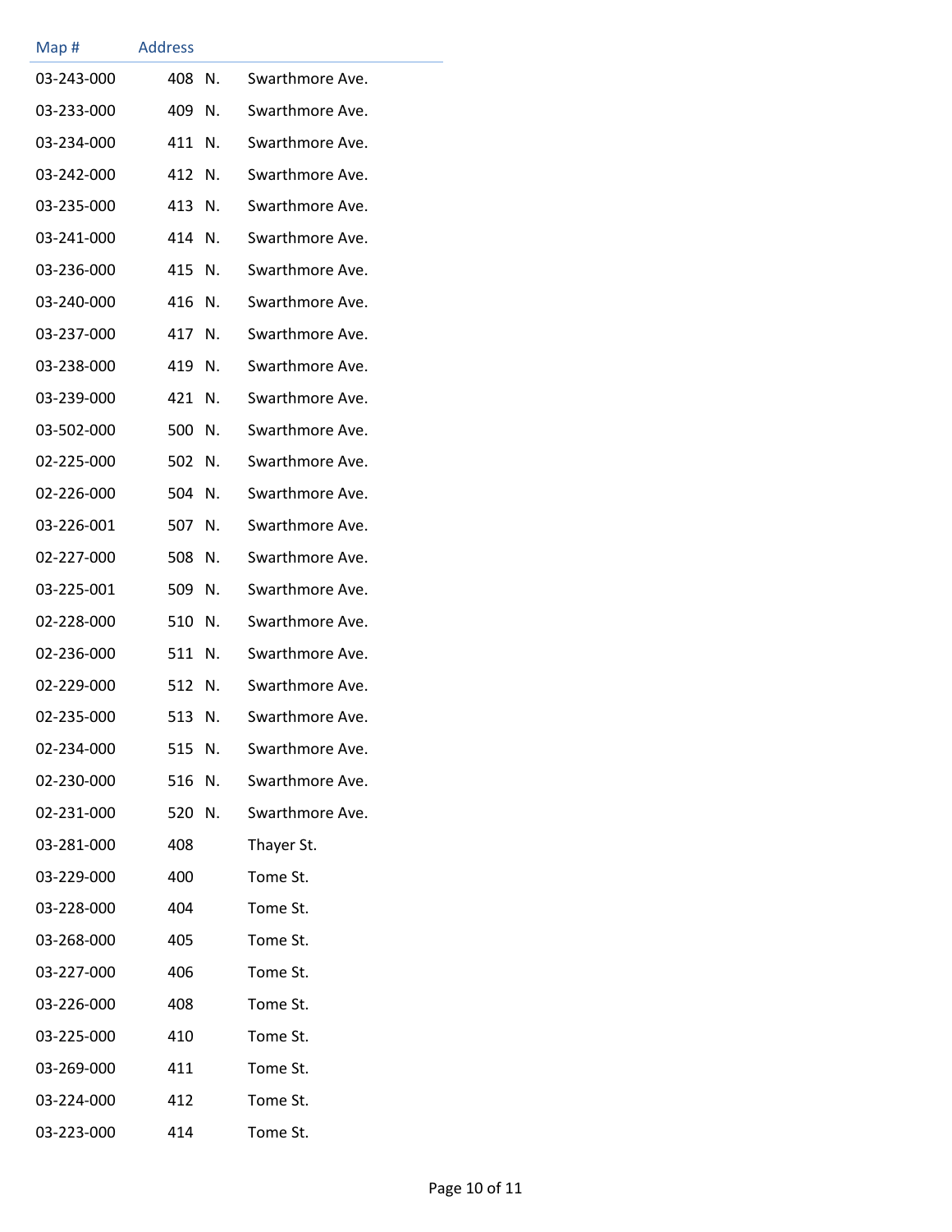| Map # | Address | | |
|---|---|---|---|
| 03-243-000 | 408 | N. | Swarthmore Ave. |
| 03-233-000 | 409 | N. | Swarthmore Ave. |
| 03-234-000 | 411 | N. | Swarthmore Ave. |
| 03-242-000 | 412 | N. | Swarthmore Ave. |
| 03-235-000 | 413 | N. | Swarthmore Ave. |
| 03-241-000 | 414 | N. | Swarthmore Ave. |
| 03-236-000 | 415 | N. | Swarthmore Ave. |
| 03-240-000 | 416 | N. | Swarthmore Ave. |
| 03-237-000 | 417 | N. | Swarthmore Ave. |
| 03-238-000 | 419 | N. | Swarthmore Ave. |
| 03-239-000 | 421 | N. | Swarthmore Ave. |
| 03-502-000 | 500 | N. | Swarthmore Ave. |
| 02-225-000 | 502 | N. | Swarthmore Ave. |
| 02-226-000 | 504 | N. | Swarthmore Ave. |
| 03-226-001 | 507 | N. | Swarthmore Ave. |
| 02-227-000 | 508 | N. | Swarthmore Ave. |
| 03-225-001 | 509 | N. | Swarthmore Ave. |
| 02-228-000 | 510 | N. | Swarthmore Ave. |
| 02-236-000 | 511 | N. | Swarthmore Ave. |
| 02-229-000 | 512 | N. | Swarthmore Ave. |
| 02-235-000 | 513 | N. | Swarthmore Ave. |
| 02-234-000 | 515 | N. | Swarthmore Ave. |
| 02-230-000 | 516 | N. | Swarthmore Ave. |
| 02-231-000 | 520 | N. | Swarthmore Ave. |
| 03-281-000 | 408 | | Thayer St. |
| 03-229-000 | 400 | | Tome St. |
| 03-228-000 | 404 | | Tome St. |
| 03-268-000 | 405 | | Tome St. |
| 03-227-000 | 406 | | Tome St. |
| 03-226-000 | 408 | | Tome St. |
| 03-225-000 | 410 | | Tome St. |
| 03-269-000 | 411 | | Tome St. |
| 03-224-000 | 412 | | Tome St. |
| 03-223-000 | 414 | | Tome St. |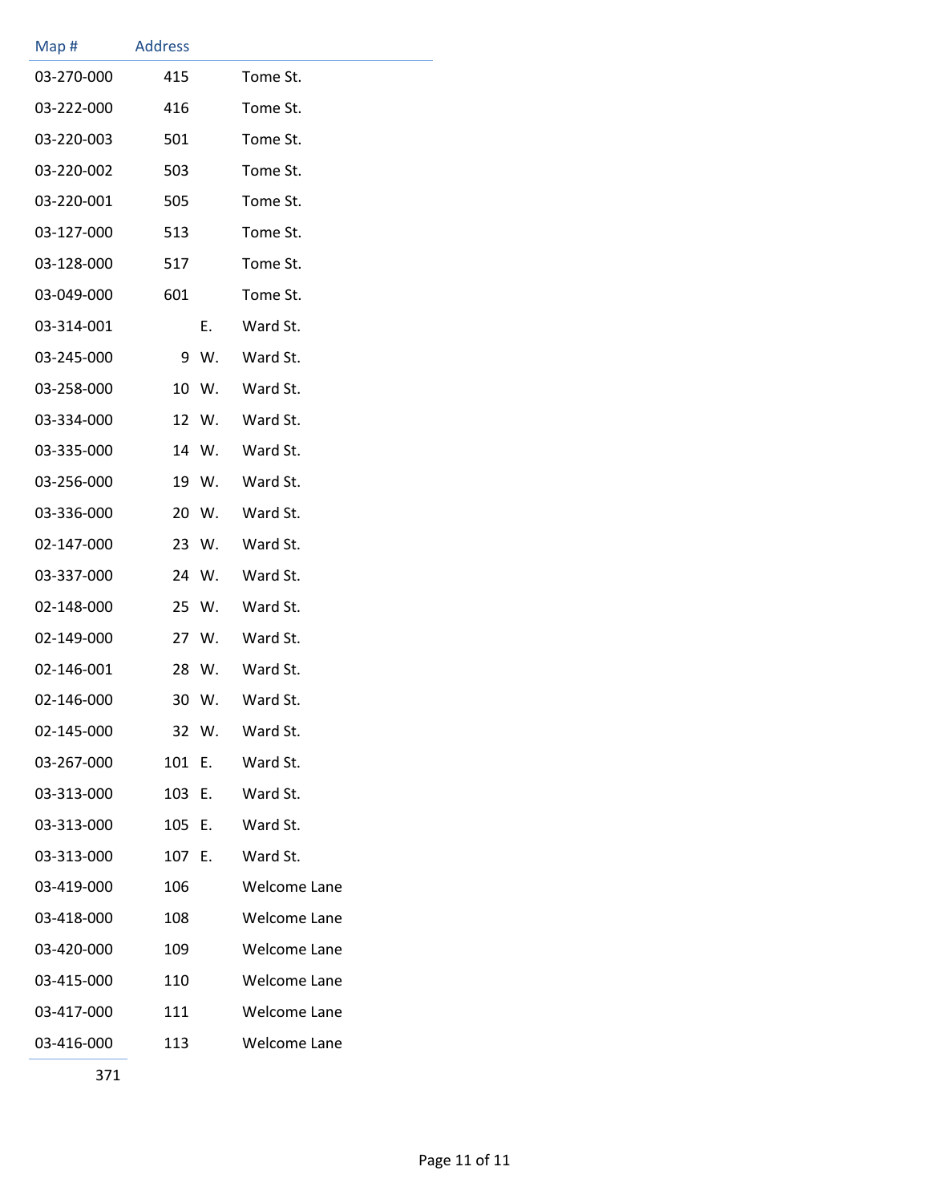| Map # | Address | | |
|---|---|---|---|
| 03-270-000 | 415 | | Tome St. |
| 03-222-000 | 416 | | Tome St. |
| 03-220-003 | 501 | | Tome St. |
| 03-220-002 | 503 | | Tome St. |
| 03-220-001 | 505 | | Tome St. |
| 03-127-000 | 513 | | Tome St. |
| 03-128-000 | 517 | | Tome St. |
| 03-049-000 | 601 | | Tome St. |
| 03-314-001 | | E. | Ward St. |
| 03-245-000 | 9 | W. | Ward St. |
| 03-258-000 | 10 | W. | Ward St. |
| 03-334-000 | 12 | W. | Ward St. |
| 03-335-000 | 14 | W. | Ward St. |
| 03-256-000 | 19 | W. | Ward St. |
| 03-336-000 | 20 | W. | Ward St. |
| 02-147-000 | 23 | W. | Ward St. |
| 03-337-000 | 24 | W. | Ward St. |
| 02-148-000 | 25 | W. | Ward St. |
| 02-149-000 | 27 | W. | Ward St. |
| 02-146-001 | 28 | W. | Ward St. |
| 02-146-000 | 30 | W. | Ward St. |
| 02-145-000 | 32 | W. | Ward St. |
| 03-267-000 | 101 | E. | Ward St. |
| 03-313-000 | 103 | E. | Ward St. |
| 03-313-000 | 105 | E. | Ward St. |
| 03-313-000 | 107 | E. | Ward St. |
| 03-419-000 | 106 | | Welcome Lane |
| 03-418-000 | 108 | | Welcome Lane |
| 03-420-000 | 109 | | Welcome Lane |
| 03-415-000 | 110 | | Welcome Lane |
| 03-417-000 | 111 | | Welcome Lane |
| 03-416-000 | 113 | | Welcome Lane |
| 371 | | | |